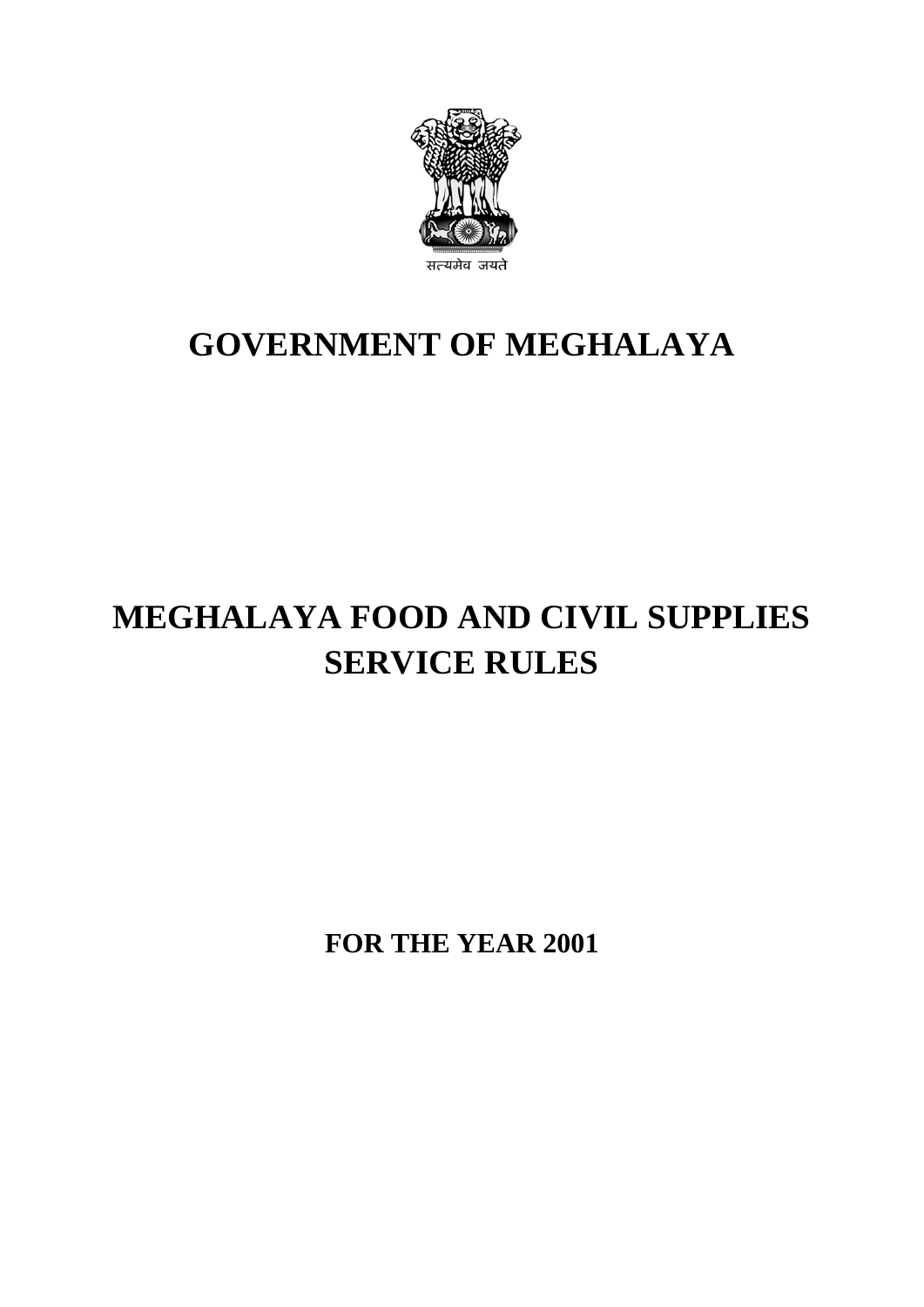सत्यमेव जयते

# GOVERNMENT OF MEGHALAYA

# MEGHALAYA FOOD AND CIVIL SUPPLIES SERVICE RULES

**FOR THE YEAR 2001**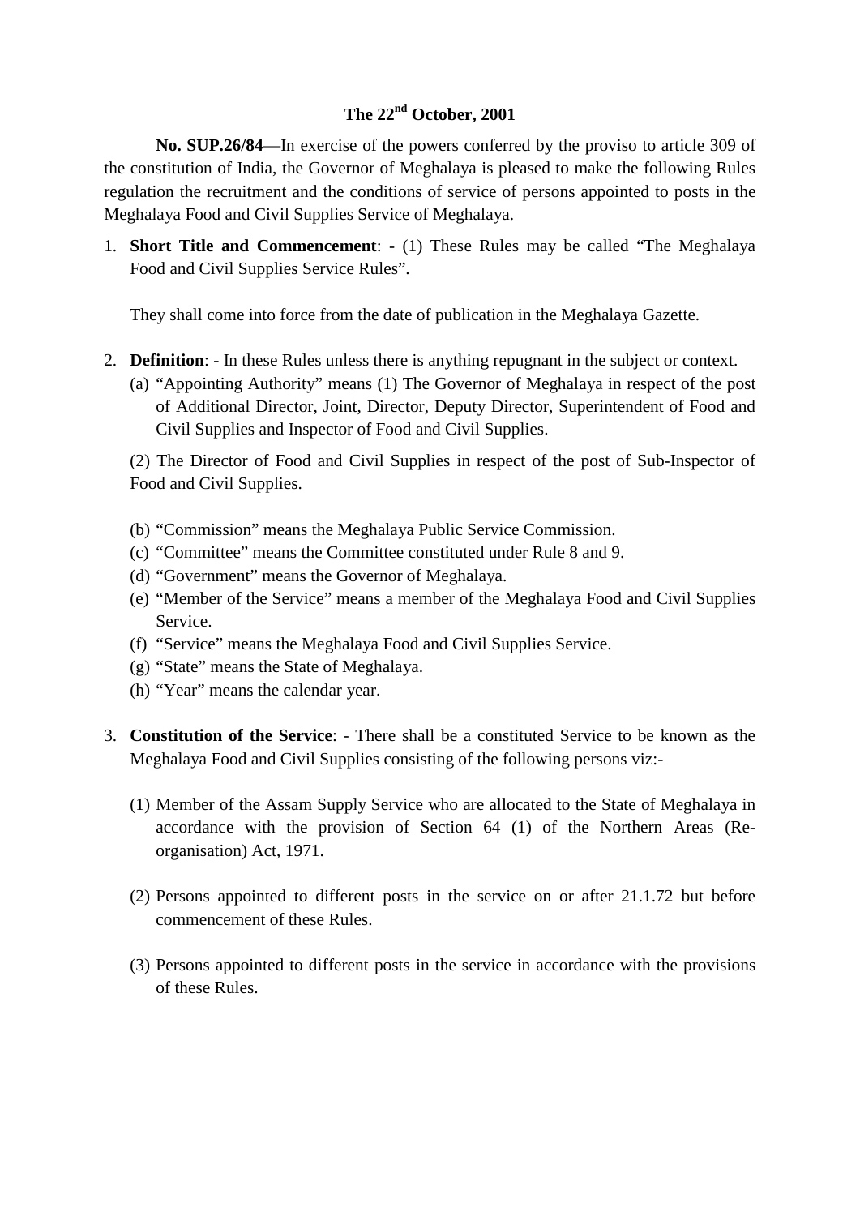**The 22nd October, 2001**

**No. SUP.26/84**—In exercise of the powers conferred by the proviso to article 309 of the constitution of India, the Governor of Meghalaya is pleased to make the following Rules regulation the recruitment and the conditions of service of persons appointed to posts in the Meghalaya Food and Civil Supplies Service of Meghalaya.

1. **Short Title and Commencement**: - (1) These Rules may be called "The Meghalaya Food and Civil Supplies Service Rules".

   They shall come into force from the date of publication in the Meghalaya Gazette.

2. **Definition**: - In these Rules unless there is anything repugnant in the subject or context.
   (a) "Appointing Authority" means (1) The Governor of Meghalaya in respect of the post of Additional Director, Joint, Director, Deputy Director, Superintendent of Food and Civil Supplies and Inspector of Food and Civil Supplies.

   (2) The Director of Food and Civil Supplies in respect of the post of Sub-Inspector of Food and Civil Supplies.

   (b) "Commission" means the Meghalaya Public Service Commission.
   (c) "Committee" means the Committee constituted under Rule 8 and 9.
   (d) "Government" means the Governor of Meghalaya.
   (e) "Member of the Service" means a member of the Meghalaya Food and Civil Supplies Service.
   (f) "Service" means the Meghalaya Food and Civil Supplies Service.
   (g) "State" means the State of Meghalaya.
   (h) "Year" means the calendar year.

3. **Constitution of the Service**: - There shall be a constituted Service to be known as the Meghalaya Food and Civil Supplies consisting of the following persons viz:-

   (1) Member of the Assam Supply Service who are allocated to the State of Meghalaya in accordance with the provision of Section 64 (1) of the Northern Areas (Re-organisation) Act, 1971.

   (2) Persons appointed to different posts in the service on or after 21.1.72 but before commencement of these Rules.

   (3) Persons appointed to different posts in the service in accordance with the provisions of these Rules.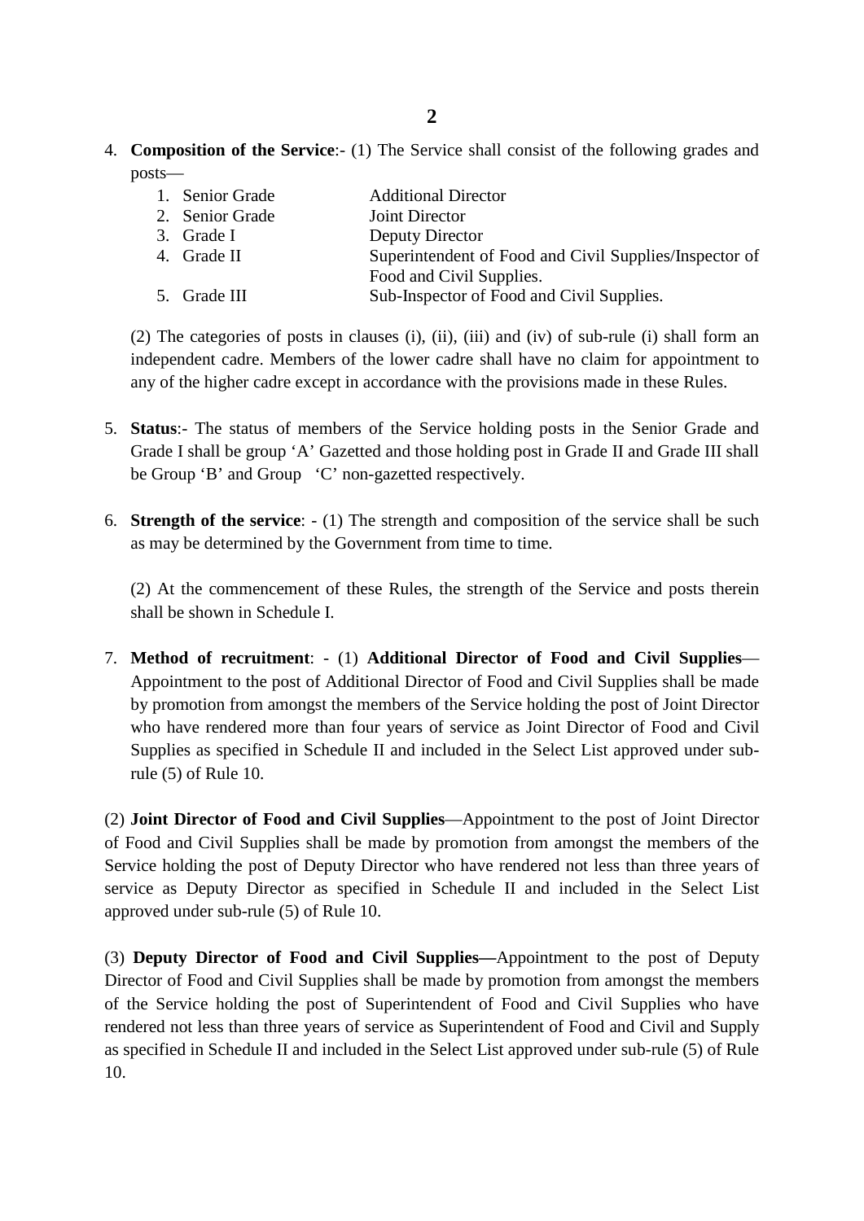4. **Composition of the Service**:- (1) The Service shall consist of the following grades and posts—

| | |
|---|---|
| 1. Senior Grade | Additional Director |
| 2. Senior Grade | Joint Director |
| 3. Grade I | Deputy Director |
| 4. Grade II | Superintendent of Food and Civil Supplies/Inspector of Food and Civil Supplies. |
| 5. Grade III | Sub-Inspector of Food and Civil Supplies. |

(2) The categories of posts in clauses (i), (ii), (iii) and (iv) of sub-rule (i) shall form an independent cadre. Members of the lower cadre shall have no claim for appointment to any of the higher cadre except in accordance with the provisions made in these Rules.

5. **Status**:- The status of members of the Service holding posts in the Senior Grade and Grade I shall be group 'A' Gazetted and those holding post in Grade II and Grade III shall be Group 'B' and Group 'C' non-gazetted respectively.

6. **Strength of the service**: - (1) The strength and composition of the service shall be such as may be determined by the Government from time to time.

   (2) At the commencement of these Rules, the strength of the Service and posts therein shall be shown in Schedule I.

7. **Method of recruitment**: - (1) **Additional Director of Food and Civil Supplies**—Appointment to the post of Additional Director of Food and Civil Supplies shall be made by promotion from amongst the members of the Service holding the post of Joint Director who have rendered more than four years of service as Joint Director of Food and Civil Supplies as specified in Schedule II and included in the Select List approved under sub-rule (5) of Rule 10.

(2) **Joint Director of Food and Civil Supplies**—Appointment to the post of Joint Director of Food and Civil Supplies shall be made by promotion from amongst the members of the Service holding the post of Deputy Director who have rendered not less than three years of service as Deputy Director as specified in Schedule II and included in the Select List approved under sub-rule (5) of Rule 10.

(3) **Deputy Director of Food and Civil Supplies—**Appointment to the post of Deputy Director of Food and Civil Supplies shall be made by promotion from amongst the members of the Service holding the post of Superintendent of Food and Civil Supplies who have rendered not less than three years of service as Superintendent of Food and Civil and Supply as specified in Schedule II and included in the Select List approved under sub-rule (5) of Rule 10.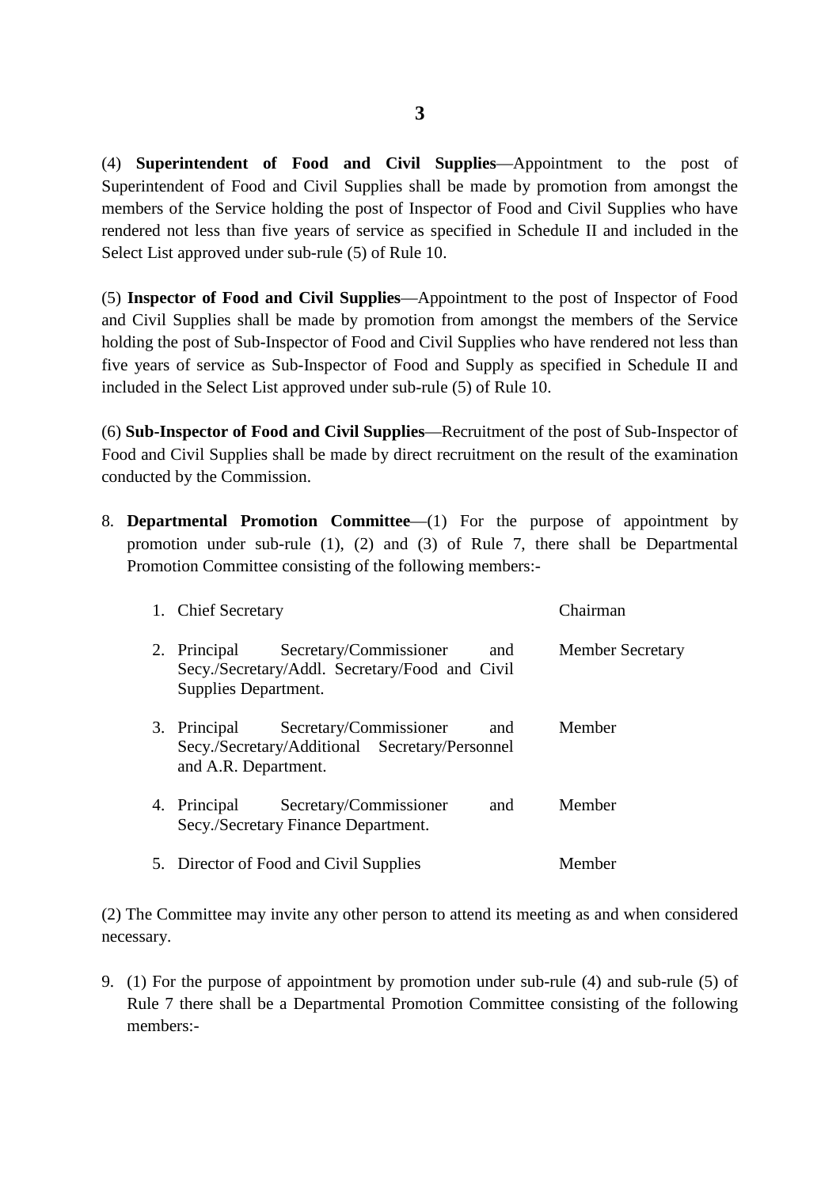(4) **Superintendent of Food and Civil Supplies**—Appointment to the post of Superintendent of Food and Civil Supplies shall be made by promotion from amongst the members of the Service holding the post of Inspector of Food and Civil Supplies who have rendered not less than five years of service as specified in Schedule II and included in the Select List approved under sub-rule (5) of Rule 10.

(5) **Inspector of Food and Civil Supplies**—Appointment to the post of Inspector of Food and Civil Supplies shall be made by promotion from amongst the members of the Service holding the post of Sub-Inspector of Food and Civil Supplies who have rendered not less than five years of service as Sub-Inspector of Food and Supply as specified in Schedule II and included in the Select List approved under sub-rule (5) of Rule 10.

(6) **Sub-Inspector of Food and Civil Supplies**—Recruitment of the post of Sub-Inspector of Food and Civil Supplies shall be made by direct recruitment on the result of the examination conducted by the Commission.

8. **Departmental Promotion Committee**—(1) For the purpose of appointment by promotion under sub-rule (1), (2) and (3) of Rule 7, there shall be Departmental Promotion Committee consisting of the following members:-

| | |
|---|---|
| 1. Chief Secretary | Chairman |
| 2. Principal Secretary/Commissioner and Secy./Secretary/Addl. Secretary/Food and Civil Supplies Department. | Member Secretary |
| 3. Principal Secretary/Commissioner and Secy./Secretary/Additional Secretary/Personnel and A.R. Department. | Member |
| 4. Principal Secretary/Commissioner and Secy./Secretary Finance Department. | Member |
| 5. Director of Food and Civil Supplies | Member |

(2) The Committee may invite any other person to attend its meeting as and when considered necessary.

9. (1) For the purpose of appointment by promotion under sub-rule (4) and sub-rule (5) of Rule 7 there shall be a Departmental Promotion Committee consisting of the following members:-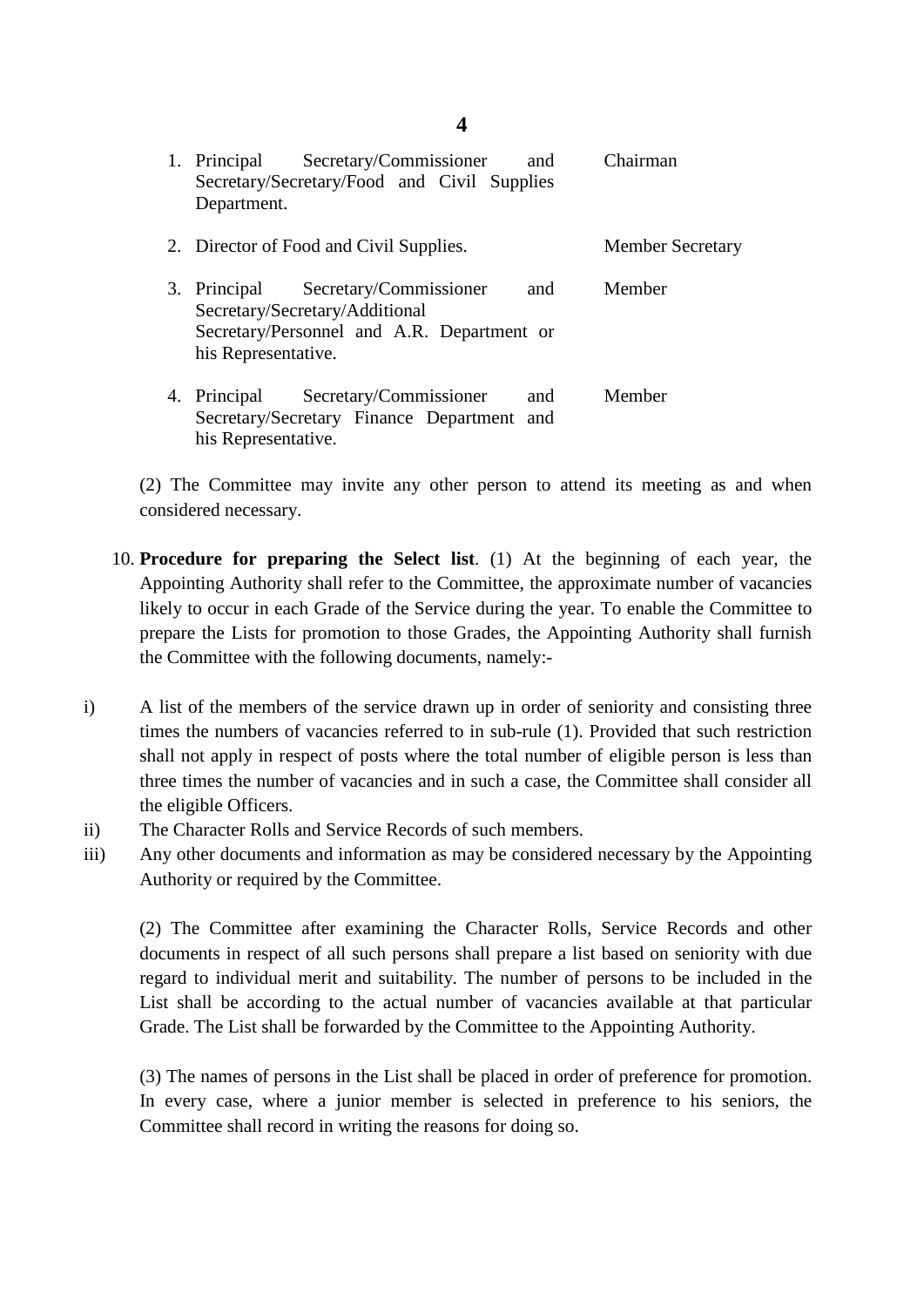| | |
|---|---|
| 1. Principal Secretary/Commissioner and Secretary/Secretary/Food and Civil Supplies Department. | Chairman |
| 2. Director of Food and Civil Supplies. | Member Secretary |
| 3. Principal Secretary/Commissioner and Secretary/Secretary/Additional Secretary/Personnel and A.R. Department or his Representative. | Member |
| 4. Principal Secretary/Commissioner and Secretary/Secretary Finance Department and his Representative. | Member |

(2) The Committee may invite any other person to attend its meeting as and when considered necessary.

10. **Procedure for preparing the Select list**. (1) At the beginning of each year, the Appointing Authority shall refer to the Committee, the approximate number of vacancies likely to occur in each Grade of the Service during the year. To enable the Committee to prepare the Lists for promotion to those Grades, the Appointing Authority shall furnish the Committee with the following documents, namely:-

i) A list of the members of the service drawn up in order of seniority and consisting three times the numbers of vacancies referred to in sub-rule (1). Provided that such restriction shall not apply in respect of posts where the total number of eligible person is less than three times the number of vacancies and in such a case, the Committee shall consider all the eligible Officers.

ii) The Character Rolls and Service Records of such members.

iii) Any other documents and information as may be considered necessary by the Appointing Authority or required by the Committee.

(2) The Committee after examining the Character Rolls, Service Records and other documents in respect of all such persons shall prepare a list based on seniority with due regard to individual merit and suitability. The number of persons to be included in the List shall be according to the actual number of vacancies available at that particular Grade. The List shall be forwarded by the Committee to the Appointing Authority.

(3) The names of persons in the List shall be placed in order of preference for promotion. In every case, where a junior member is selected in preference to his seniors, the Committee shall record in writing the reasons for doing so.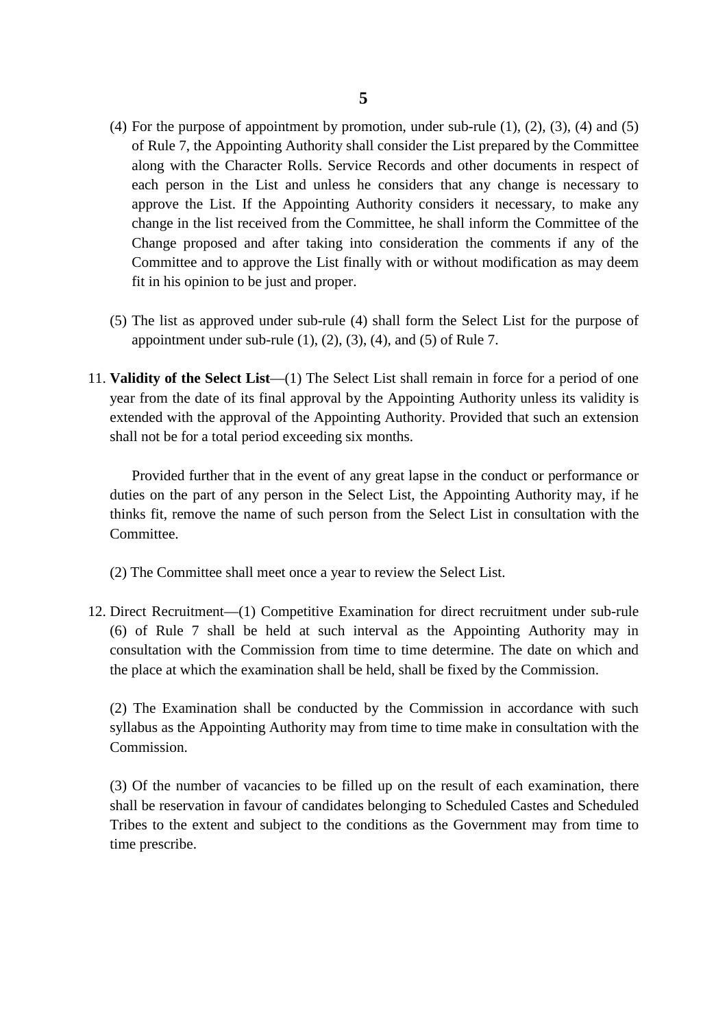(4) For the purpose of appointment by promotion, under sub-rule (1), (2), (3), (4) and (5) of Rule 7, the Appointing Authority shall consider the List prepared by the Committee along with the Character Rolls. Service Records and other documents in respect of each person in the List and unless he considers that any change is necessary to approve the List. If the Appointing Authority considers it necessary, to make any change in the list received from the Committee, he shall inform the Committee of the Change proposed and after taking into consideration the comments if any of the Committee and to approve the List finally with or without modification as may deem fit in his opinion to be just and proper.

(5) The list as approved under sub-rule (4) shall form the Select List for the purpose of appointment under sub-rule (1), (2), (3), (4), and (5) of Rule 7.

11. **Validity of the Select List**—(1) The Select List shall remain in force for a period of one year from the date of its final approval by the Appointing Authority unless its validity is extended with the approval of the Appointing Authority. Provided that such an extension shall not be for a total period exceeding six months.

Provided further that in the event of any great lapse in the conduct or performance or duties on the part of any person in the Select List, the Appointing Authority may, if he thinks fit, remove the name of such person from the Select List in consultation with the Committee.

(2) The Committee shall meet once a year to review the Select List.

12. Direct Recruitment—(1) Competitive Examination for direct recruitment under sub-rule (6) of Rule 7 shall be held at such interval as the Appointing Authority may in consultation with the Commission from time to time determine. The date on which and the place at which the examination shall be held, shall be fixed by the Commission.

(2) The Examination shall be conducted by the Commission in accordance with such syllabus as the Appointing Authority may from time to time make in consultation with the Commission.

(3) Of the number of vacancies to be filled up on the result of each examination, there shall be reservation in favour of candidates belonging to Scheduled Castes and Scheduled Tribes to the extent and subject to the conditions as the Government may from time to time prescribe.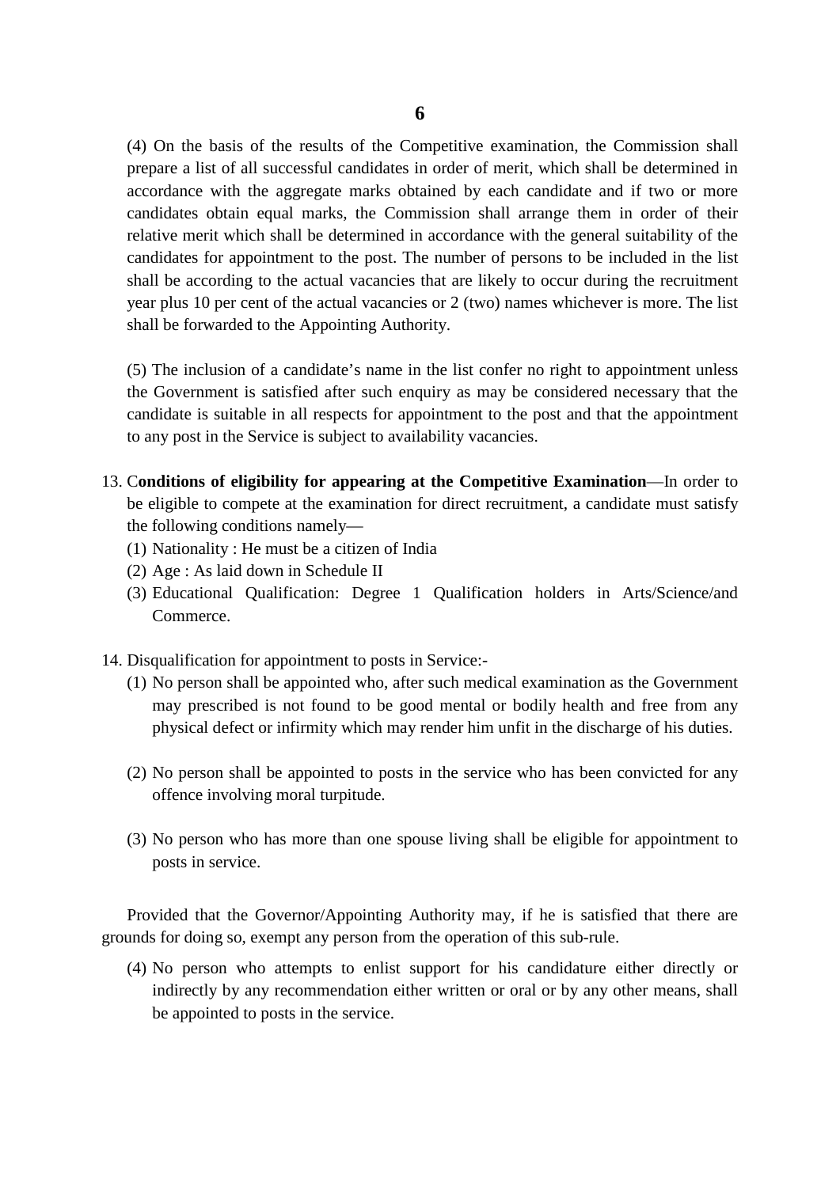(4) On the basis of the results of the Competitive examination, the Commission shall prepare a list of all successful candidates in order of merit, which shall be determined in accordance with the aggregate marks obtained by each candidate and if two or more candidates obtain equal marks, the Commission shall arrange them in order of their relative merit which shall be determined in accordance with the general suitability of the candidates for appointment to the post. The number of persons to be included in the list shall be according to the actual vacancies that are likely to occur during the recruitment year plus 10 per cent of the actual vacancies or 2 (two) names whichever is more. The list shall be forwarded to the Appointing Authority.

(5) The inclusion of a candidate's name in the list confer no right to appointment unless the Government is satisfied after such enquiry as may be considered necessary that the candidate is suitable in all respects for appointment to the post and that the appointment to any post in the Service is subject to availability vacancies.

13. C**onditions of eligibility for appearing at the Competitive Examination**—In order to be eligible to compete at the examination for direct recruitment, a candidate must satisfy the following conditions namely—
    (1) Nationality : He must be a citizen of India
    (2) Age : As laid down in Schedule II
    (3) Educational Qualification: Degree 1 Qualification holders in Arts/Science/and Commerce.

14. Disqualification for appointment to posts in Service:-
    (1) No person shall be appointed who, after such medical examination as the Government may prescribed is not found to be good mental or bodily health and free from any physical defect or infirmity which may render him unfit in the discharge of his duties.

    (2) No person shall be appointed to posts in the service who has been convicted for any offence involving moral turpitude.

    (3) No person who has more than one spouse living shall be eligible for appointment to posts in service.

Provided that the Governor/Appointing Authority may, if he is satisfied that there are grounds for doing so, exempt any person from the operation of this sub-rule.

    (4) No person who attempts to enlist support for his candidature either directly or indirectly by any recommendation either written or oral or by any other means, shall be appointed to posts in the service.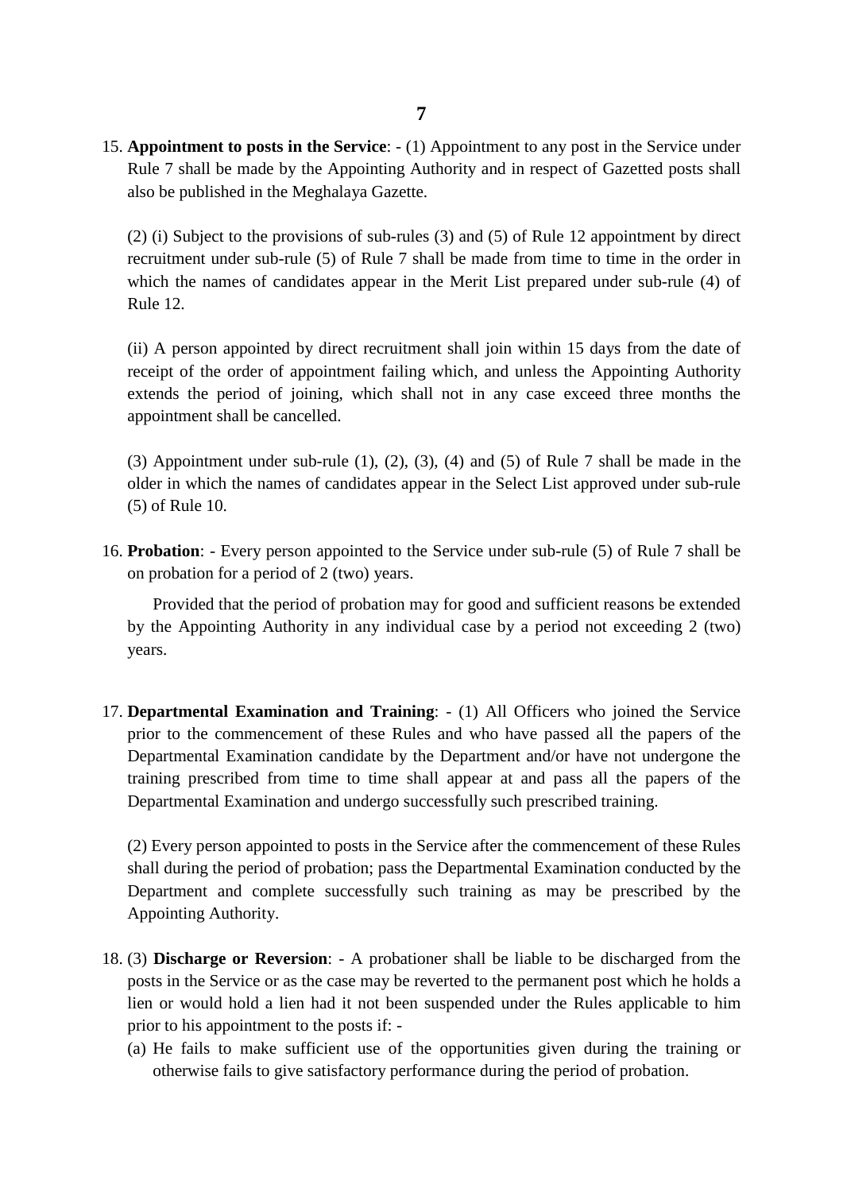15. **Appointment to posts in the Service**: - (1) Appointment to any post in the Service under Rule 7 shall be made by the Appointing Authority and in respect of Gazetted posts shall also be published in the Meghalaya Gazette.

    (2) (i) Subject to the provisions of sub-rules (3) and (5) of Rule 12 appointment by direct recruitment under sub-rule (5) of Rule 7 shall be made from time to time in the order in which the names of candidates appear in the Merit List prepared under sub-rule (4) of Rule 12.

    (ii) A person appointed by direct recruitment shall join within 15 days from the date of receipt of the order of appointment failing which, and unless the Appointing Authority extends the period of joining, which shall not in any case exceed three months the appointment shall be cancelled.

    (3) Appointment under sub-rule (1), (2), (3), (4) and (5) of Rule 7 shall be made in the older in which the names of candidates appear in the Select List approved under sub-rule (5) of Rule 10.

16. **Probation**: - Every person appointed to the Service under sub-rule (5) of Rule 7 shall be on probation for a period of 2 (two) years.

    Provided that the period of probation may for good and sufficient reasons be extended by the Appointing Authority in any individual case by a period not exceeding 2 (two) years.

17. **Departmental Examination and Training**: - (1) All Officers who joined the Service prior to the commencement of these Rules and who have passed all the papers of the Departmental Examination candidate by the Department and/or have not undergone the training prescribed from time to time shall appear at and pass all the papers of the Departmental Examination and undergo successfully such prescribed training.

    (2) Every person appointed to posts in the Service after the commencement of these Rules shall during the period of probation; pass the Departmental Examination conducted by the Department and complete successfully such training as may be prescribed by the Appointing Authority.

18. (3) **Discharge or Reversion**: - A probationer shall be liable to be discharged from the posts in the Service or as the case may be reverted to the permanent post which he holds a lien or would hold a lien had it not been suspended under the Rules applicable to him prior to his appointment to the posts if: -
    (a) He fails to make sufficient use of the opportunities given during the training or otherwise fails to give satisfactory performance during the period of probation.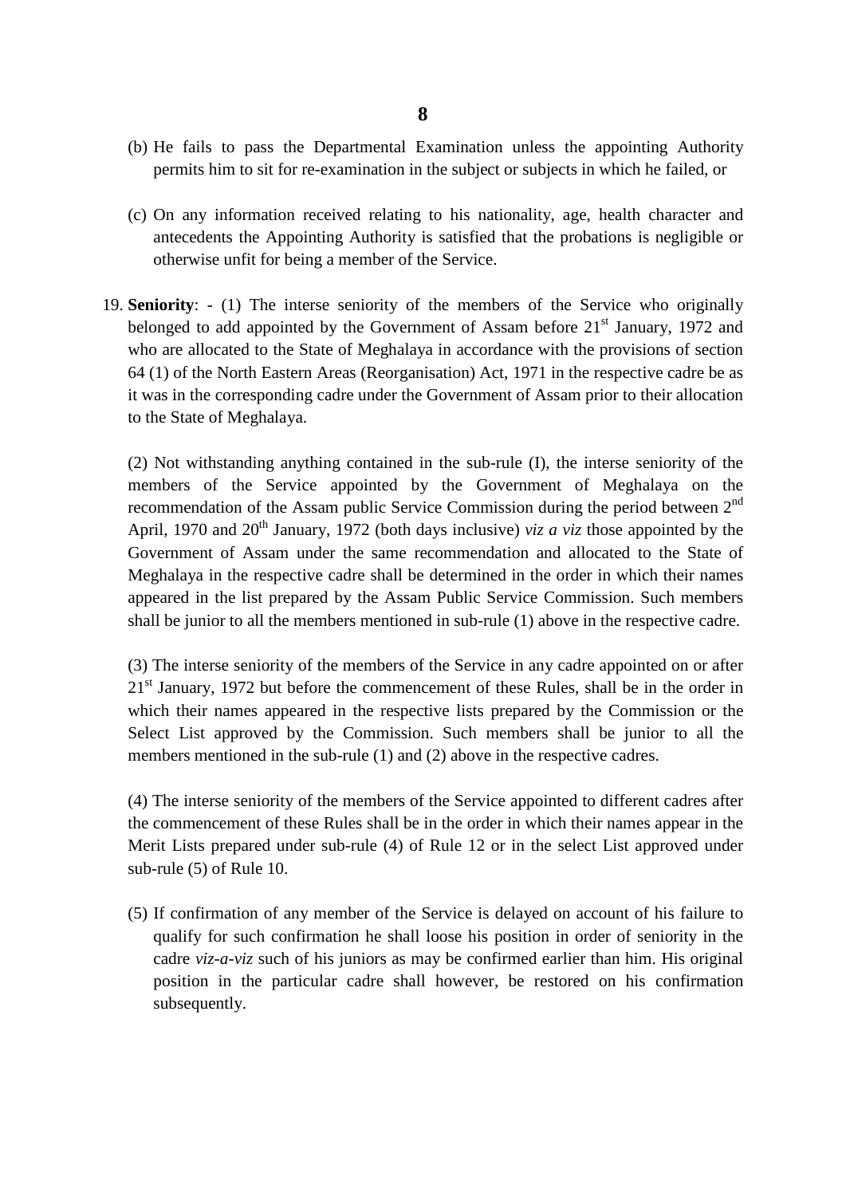(b) He fails to pass the Departmental Examination unless the appointing Authority permits him to sit for re-examination in the subject or subjects in which he failed, or

(c) On any information received relating to his nationality, age, health character and antecedents the Appointing Authority is satisfied that the probations is negligible or otherwise unfit for being a member of the Service.

19. **Seniority**: - (1) The interse seniority of the members of the Service who originally belonged to add appointed by the Government of Assam before 21st January, 1972 and who are allocated to the State of Meghalaya in accordance with the provisions of section 64 (1) of the North Eastern Areas (Reorganisation) Act, 1971 in the respective cadre be as it was in the corresponding cadre under the Government of Assam prior to their allocation to the State of Meghalaya.

    (2) Not withstanding anything contained in the sub-rule (I), the interse seniority of the members of the Service appointed by the Government of Meghalaya on the recommendation of the Assam public Service Commission during the period between 2nd April, 1970 and 20th January, 1972 (both days inclusive) *viz a viz* those appointed by the Government of Assam under the same recommendation and allocated to the State of Meghalaya in the respective cadre shall be determined in the order in which their names appeared in the list prepared by the Assam Public Service Commission. Such members shall be junior to all the members mentioned in sub-rule (1) above in the respective cadre.

    (3) The interse seniority of the members of the Service in any cadre appointed on or after 21st January, 1972 but before the commencement of these Rules, shall be in the order in which their names appeared in the respective lists prepared by the Commission or the Select List approved by the Commission. Such members shall be junior to all the members mentioned in the sub-rule (1) and (2) above in the respective cadres.

    (4) The interse seniority of the members of the Service appointed to different cadres after the commencement of these Rules shall be in the order in which their names appear in the Merit Lists prepared under sub-rule (4) of Rule 12 or in the select List approved under sub-rule (5) of Rule 10.

    (5) If confirmation of any member of the Service is delayed on account of his failure to qualify for such confirmation he shall loose his position in order of seniority in the cadre *viz-a-viz* such of his juniors as may be confirmed earlier than him. His original position in the particular cadre shall however, be restored on his confirmation subsequently.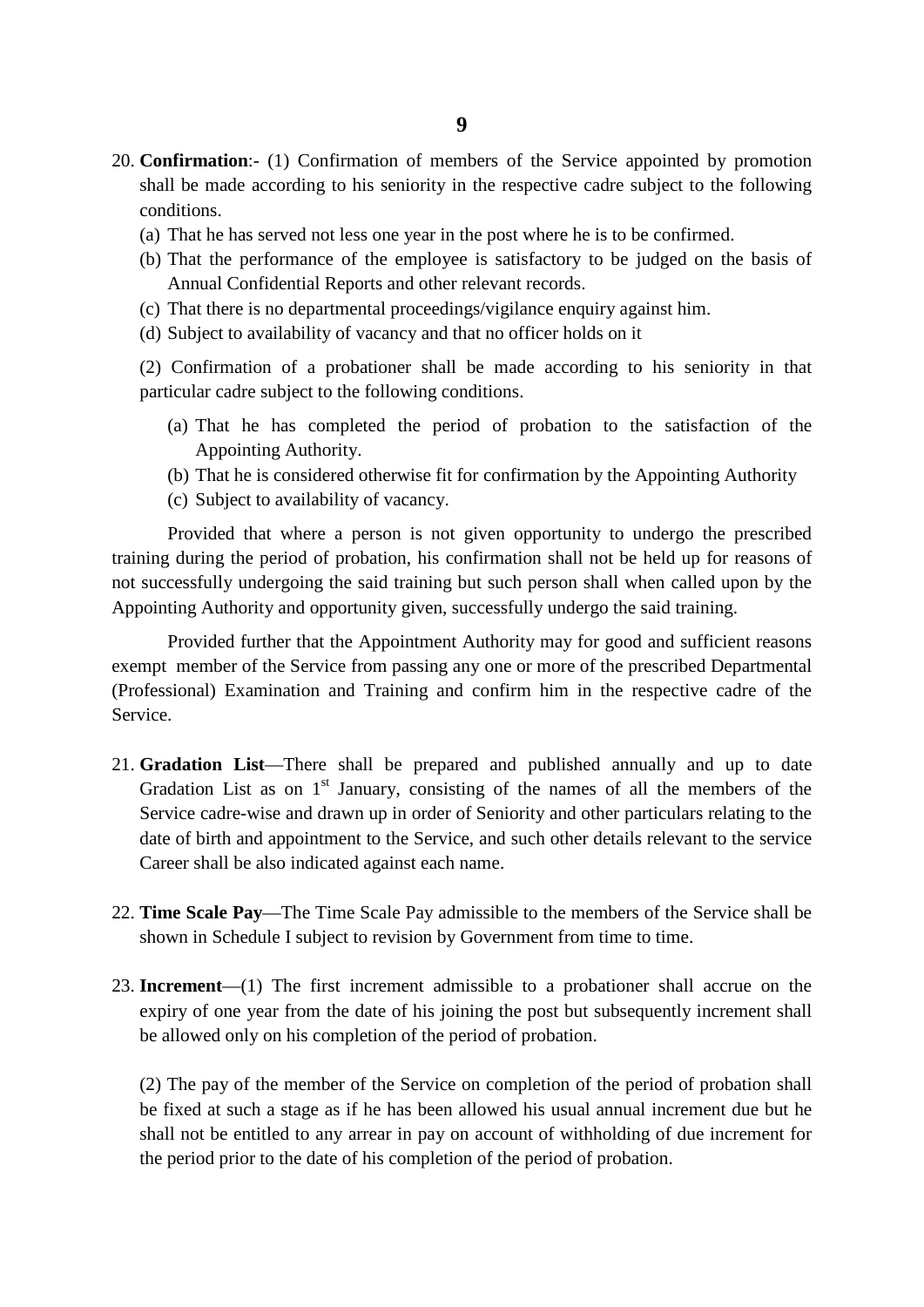20. **Confirmation**:- (1) Confirmation of members of the Service appointed by promotion shall be made according to his seniority in the respective cadre subject to the following conditions.
    (a) That he has served not less one year in the post where he is to be confirmed.
    (b) That the performance of the employee is satisfactory to be judged on the basis of Annual Confidential Reports and other relevant records.
    (c) That there is no departmental proceedings/vigilance enquiry against him.
    (d) Subject to availability of vacancy and that no officer holds on it

    (2) Confirmation of a probationer shall be made according to his seniority in that particular cadre subject to the following conditions.

    (a) That he has completed the period of probation to the satisfaction of the Appointing Authority.
    (b) That he is considered otherwise fit for confirmation by the Appointing Authority
    (c) Subject to availability of vacancy.

Provided that where a person is not given opportunity to undergo the prescribed training during the period of probation, his confirmation shall not be held up for reasons of not successfully undergoing the said training but such person shall when called upon by the Appointing Authority and opportunity given, successfully undergo the said training.

Provided further that the Appointment Authority may for good and sufficient reasons exempt member of the Service from passing any one or more of the prescribed Departmental (Professional) Examination and Training and confirm him in the respective cadre of the Service.

21. **Gradation List**—There shall be prepared and published annually and up to date Gradation List as on 1st January, consisting of the names of all the members of the Service cadre-wise and drawn up in order of Seniority and other particulars relating to the date of birth and appointment to the Service, and such other details relevant to the service Career shall be also indicated against each name.

22. **Time Scale Pay**—The Time Scale Pay admissible to the members of the Service shall be shown in Schedule I subject to revision by Government from time to time.

23. **Increment**—(1) The first increment admissible to a probationer shall accrue on the expiry of one year from the date of his joining the post but subsequently increment shall be allowed only on his completion of the period of probation.

    (2) The pay of the member of the Service on completion of the period of probation shall be fixed at such a stage as if he has been allowed his usual annual increment due but he shall not be entitled to any arrear in pay on account of withholding of due increment for the period prior to the date of his completion of the period of probation.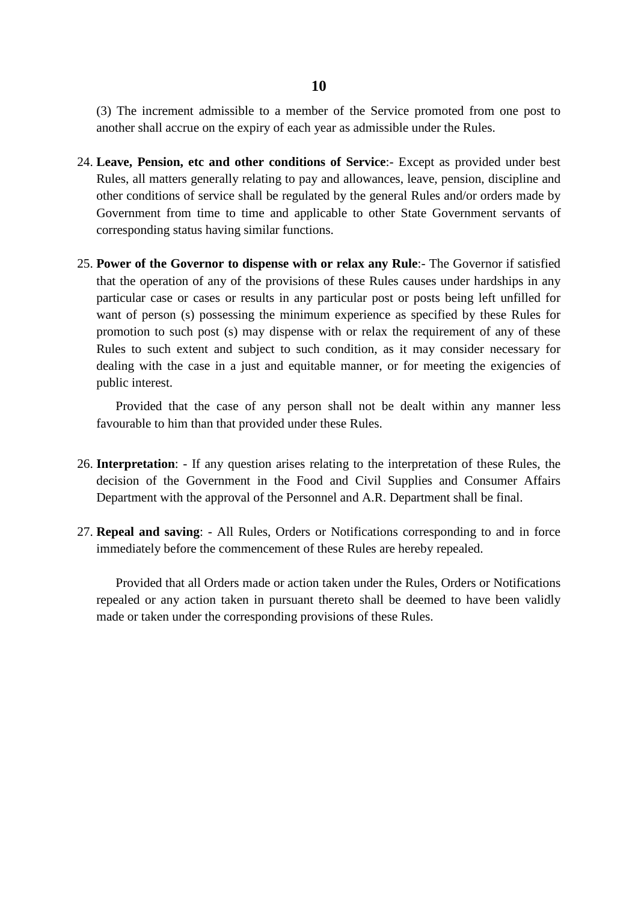(3) The increment admissible to a member of the Service promoted from one post to another shall accrue on the expiry of each year as admissible under the Rules.

24. **Leave, Pension, etc and other conditions of Service**:- Except as provided under best Rules, all matters generally relating to pay and allowances, leave, pension, discipline and other conditions of service shall be regulated by the general Rules and/or orders made by Government from time to time and applicable to other State Government servants of corresponding status having similar functions.

25. **Power of the Governor to dispense with or relax any Rule**:- The Governor if satisfied that the operation of any of the provisions of these Rules causes under hardships in any particular case or cases or results in any particular post or posts being left unfilled for want of person (s) possessing the minimum experience as specified by these Rules for promotion to such post (s) may dispense with or relax the requirement of any of these Rules to such extent and subject to such condition, as it may consider necessary for dealing with the case in a just and equitable manner, or for meeting the exigencies of public interest.

    Provided that the case of any person shall not be dealt within any manner less favourable to him than that provided under these Rules.

26. **Interpretation**: - If any question arises relating to the interpretation of these Rules, the decision of the Government in the Food and Civil Supplies and Consumer Affairs Department with the approval of the Personnel and A.R. Department shall be final.

27. **Repeal and saving**: - All Rules, Orders or Notifications corresponding to and in force immediately before the commencement of these Rules are hereby repealed.

    Provided that all Orders made or action taken under the Rules, Orders or Notifications repealed or any action taken in pursuant thereto shall be deemed to have been validly made or taken under the corresponding provisions of these Rules.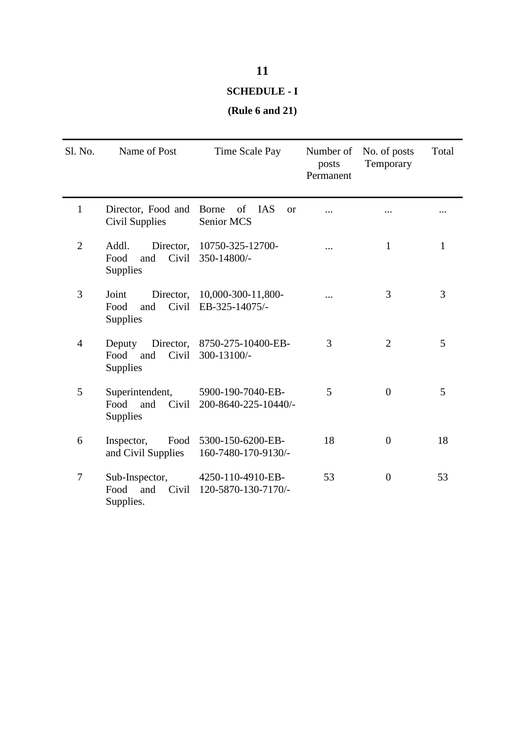**SCHEDULE - I**

**(Rule 6 and 21)**

| Sl. No. | Name of Post | Time Scale Pay | Number of posts Permanent | No. of posts Temporary | Total |
|---|---|---|---|---|---|
| 1 | Director, Food and Civil Supplies | Borne of IAS or Senior MCS | ... | ... | ... |
| 2 | Addl. Director, Food and Civil Supplies | 10750-325-12700-350-14800/- | ... | 1 | 1 |
| 3 | Joint Director, Food and Civil Supplies | 10,000-300-11,800-EB-325-14075/- | ... | 3 | 3 |
| 4 | Deputy Director, Food and Civil Supplies | 8750-275-10400-EB-300-13100/- | 3 | 2 | 5 |
| 5 | Superintendent, Food and Civil Supplies | 5900-190-7040-EB-200-8640-225-10440/- | 5 | 0 | 5 |
| 6 | Inspector, Food and Civil Supplies | 5300-150-6200-EB-160-7480-170-9130/- | 18 | 0 | 18 |
| 7 | Sub-Inspector, Food and Civil Supplies. | 4250-110-4910-EB-120-5870-130-7170/- | 53 | 0 | 53 |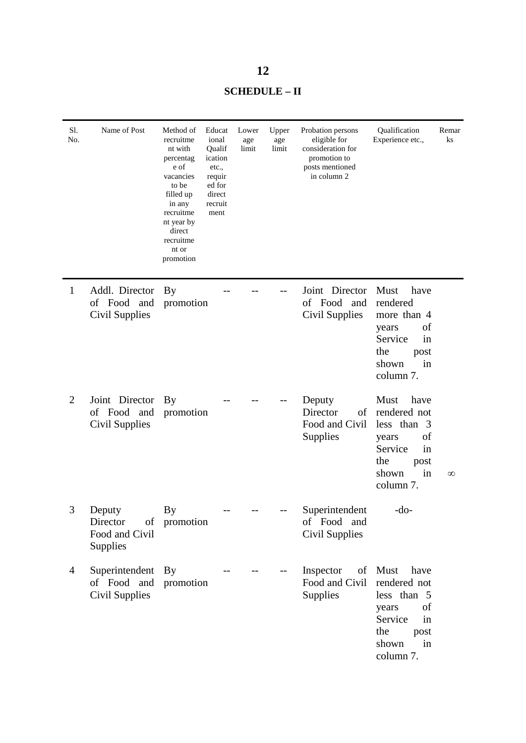## SCHEDULE – II

| Sl. No. | Name of Post | Method of recruitment with percentage of vacancies to be filled up in any recruitment year by direct recruitment or promotion | Educational Qualification etc., required for direct recruitment | Lower age limit | Upper age limit | Probation persons eligible for consideration for promotion to posts mentioned in column 2 | Qualification Experience etc., | Remarks |
|---|---|---|---|---|---|---|---|---|
| 1 | Addl. Director of Food and Civil Supplies | By promotion | -- | -- | -- | Joint Director of Food and Civil Supplies | Must have rendered more than 4 years of Service in the post shown in column 7. | |
| 2 | Joint Director of Food and Civil Supplies | By promotion | -- | -- | -- | Deputy Director of Food and Civil Supplies | Must have rendered not less than 3 years of Service in the post shown in column 7. | ∞ |
| 3 | Deputy Director of Food and Civil Supplies | By promotion | -- | -- | -- | Superintendent of Food and Civil Supplies | -do- | |
| 4 | Superintendent of Food and Civil Supplies | By promotion | -- | -- | -- | Inspector of Food and Civil Supplies | Must have rendered not less than 5 years of Service in the post shown in column 7. | |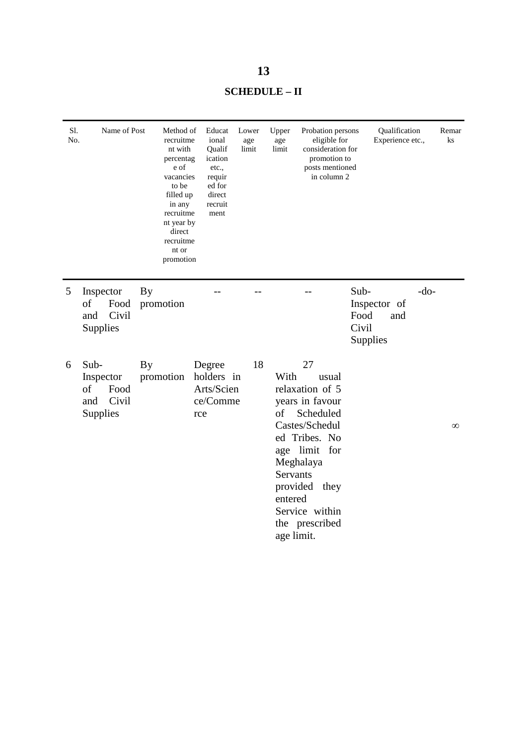## SCHEDULE – II

| Sl. No. | Name of Post | Method of recruitment with percentage of vacancies to be filled up in any recruitment year by direct recruitment or promotion | Educational Qualification etc., required for direct recruitment | Lower age limit | Upper age limit | Probation persons eligible for consideration for promotion to posts mentioned in column 2 | Qualification Experience etc., | Remarks |
|---|---|---|---|---|---|---|---|---|
| 5 | Inspector of Food and Civil Supplies | By promotion | -- | -- | | -- | Sub-Inspector of Food and Civil Supplies | -do- |
| 6 | Sub-Inspector of Food and Civil Supplies | By promotion | Degree holders in Arts/Science/Commerce | 18 | 27 With usual relaxation of 5 years in favour of Scheduled Castes/Scheduled Tribes. No age limit for Meghalaya Servants provided they entered Service within the prescribed age limit. | | | ∞ |